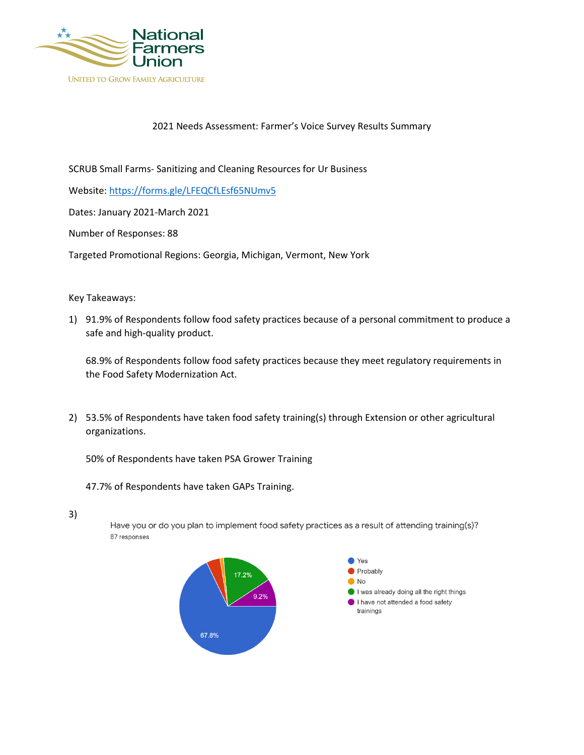![National Farmers Union — United to Grow Family Agriculture]

2021 Needs Assessment: Farmer's Voice Survey Results Summary

SCRUB Small Farms- Sanitizing and Cleaning Resources for Ur Business

Website: https://forms.gle/LFEQCfLEsf65NUmv5

Dates: January 2021-March 2021

Number of Responses: 88

Targeted Promotional Regions: Georgia, Michigan, Vermont, New York

Key Takeaways:

1) 91.9% of Respondents follow food safety practices because of a personal commitment to produce a safe and high-quality product.

   68.9% of Respondents follow food safety practices because they meet regulatory requirements in the Food Safety Modernization Act.

2) 53.5% of Respondents have taken food safety training(s) through Extension or other agricultural organizations.

   50% of Respondents have taken PSA Grower Training

   47.7% of Respondents have taken GAPs Training.

3) Have you or do you plan to implement food safety practices as a result of attending training(s)?

   87 responses

   | Response | Percentage |
   |---|---|
   | Yes | 67.8% |
   | Probably | |
   | No | |
   | I was already doing all the right things | 17.2% |
   | I have not attended a food safety trainings | 9.2% |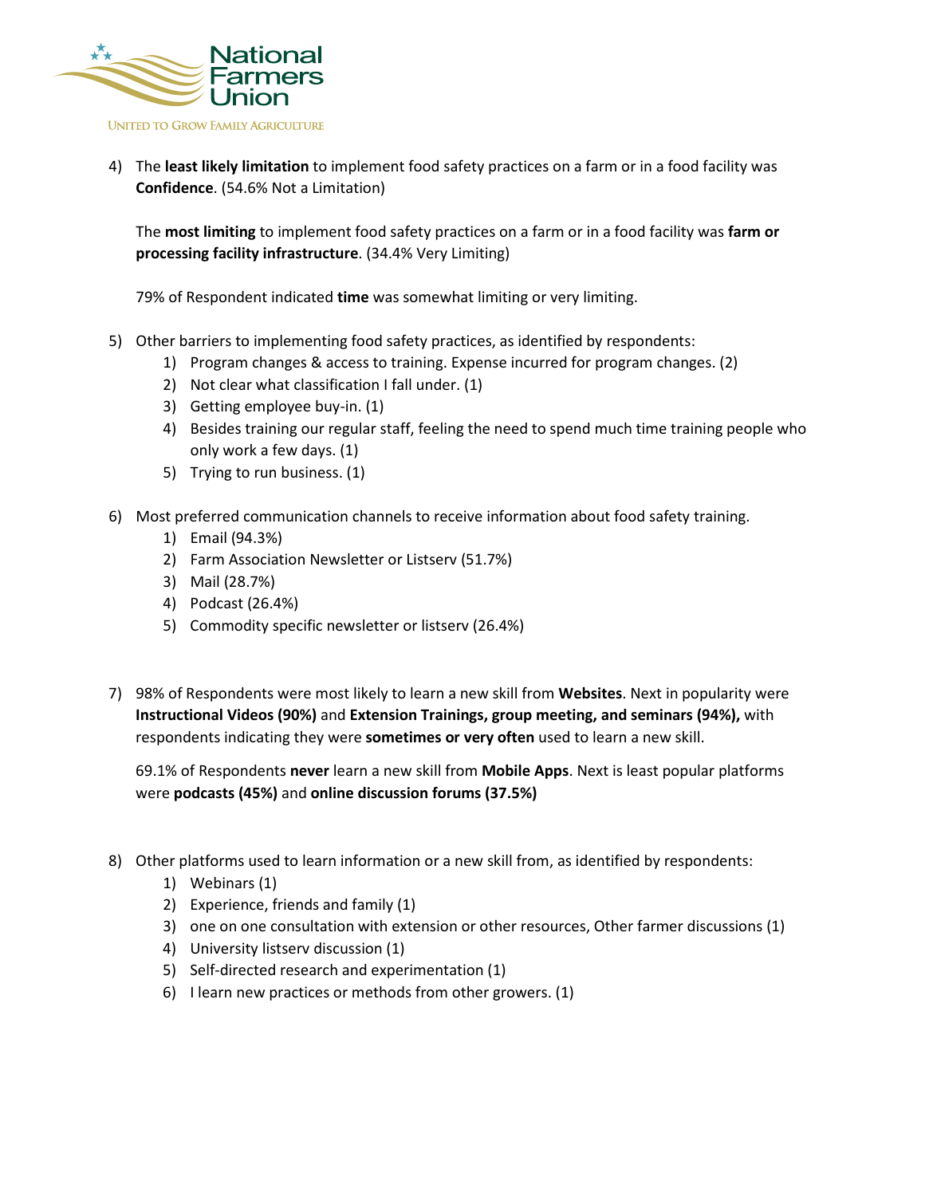4) The **least likely limitation** to implement food safety practices on a farm or in a food facility was **Confidence**. (54.6% Not a Limitation)

   The **most limiting** to implement food safety practices on a farm or in a food facility was **farm or processing facility infrastructure**. (34.4% Very Limiting)

   79% of Respondent indicated **time** was somewhat limiting or very limiting.

5) Other barriers to implementing food safety practices, as identified by respondents:
   1) Program changes & access to training. Expense incurred for program changes. (2)
   2) Not clear what classification I fall under. (1)
   3) Getting employee buy-in. (1)
   4) Besides training our regular staff, feeling the need to spend much time training people who only work a few days. (1)
   5) Trying to run business. (1)

6) Most preferred communication channels to receive information about food safety training.
   1) Email (94.3%)
   2) Farm Association Newsletter or Listserv (51.7%)
   3) Mail (28.7%)
   4) Podcast (26.4%)
   5) Commodity specific newsletter or listserv (26.4%)

7) 98% of Respondents were most likely to learn a new skill from **Websites**. Next in popularity were **Instructional Videos (90%)** and **Extension Trainings, group meeting, and seminars (94%),** with respondents indicating they were **sometimes or very often** used to learn a new skill.

   69.1% of Respondents **never** learn a new skill from **Mobile Apps**. Next is least popular platforms were **podcasts (45%)** and **online discussion forums (37.5%)**

8) Other platforms used to learn information or a new skill from, as identified by respondents:
   1) Webinars (1)
   2) Experience, friends and family (1)
   3) one on one consultation with extension or other resources, Other farmer discussions (1)
   4) University listserv discussion (1)
   5) Self-directed research and experimentation (1)
   6) I learn new practices or methods from other growers. (1)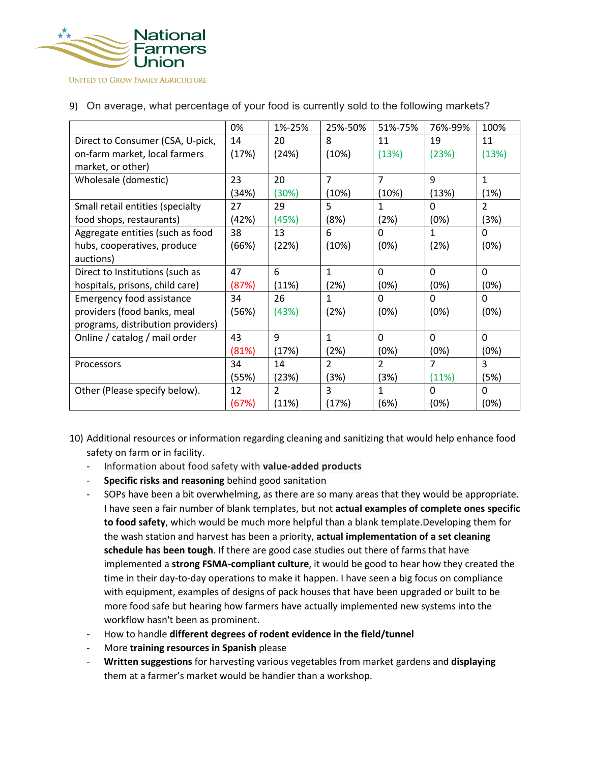9) On average, what percentage of your food is currently sold to the following markets?

| | 0% | 1%-25% | 25%-50% | 51%-75% | 76%-99% | 100% |
|---|---|---|---|---|---|---|
| Direct to Consumer (CSA, U-pick, on-farm market, local farmers market, or other) | 14 (17%) | 20 (24%) | 8 (10%) | 11 (13%) | 19 (23%) | 11 (13%) |
| Wholesale (domestic) | 23 (34%) | 20 (30%) | 7 (10%) | 7 (10%) | 9 (13%) | 1 (1%) |
| Small retail entities (specialty food shops, restaurants) | 27 (42%) | 29 (45%) | 5 (8%) | 1 (2%) | 0 (0%) | 2 (3%) |
| Aggregate entities (such as food hubs, cooperatives, produce auctions) | 38 (66%) | 13 (22%) | 6 (10%) | 0 (0%) | 1 (2%) | 0 (0%) |
| Direct to Institutions (such as hospitals, prisons, child care) | 47 (87%) | 6 (11%) | 1 (2%) | 0 (0%) | 0 (0%) | 0 (0%) |
| Emergency food assistance providers (food banks, meal programs, distribution providers) | 34 (56%) | 26 (43%) | 1 (2%) | 0 (0%) | 0 (0%) | 0 (0%) |
| Online / catalog / mail order | 43 (81%) | 9 (17%) | 1 (2%) | 0 (0%) | 0 (0%) | 0 (0%) |
| Processors | 34 (55%) | 14 (23%) | 2 (3%) | 2 (3%) | 7 (11%) | 3 (5%) |
| Other (Please specify below). | 12 (67%) | 2 (11%) | 3 (17%) | 1 (6%) | 0 (0%) | 0 (0%) |

10) Additional resources or information regarding cleaning and sanitizing that would help enhance food safety on farm or in facility.

- Information about food safety with **value-added products**
- **Specific risks and reasoning** behind good sanitation
- SOPs have been a bit overwhelming, as there are so many areas that they would be appropriate. I have seen a fair number of blank templates, but not **actual examples of complete ones specific to food safety**, which would be much more helpful than a blank template.Developing them for the wash station and harvest has been a priority, **actual implementation of a set cleaning schedule has been tough**. If there are good case studies out there of farms that have implemented a **strong FSMA-compliant culture**, it would be good to hear how they created the time in their day-to-day operations to make it happen. I have seen a big focus on compliance with equipment, examples of designs of pack houses that have been upgraded or built to be more food safe but hearing how farmers have actually implemented new systems into the workflow hasn't been as prominent.
- How to handle **different degrees of rodent evidence in the field/tunnel**
- More **training resources in Spanish** please
- **Written suggestions** for harvesting various vegetables from market gardens and **displaying** them at a farmer's market would be handier than a workshop.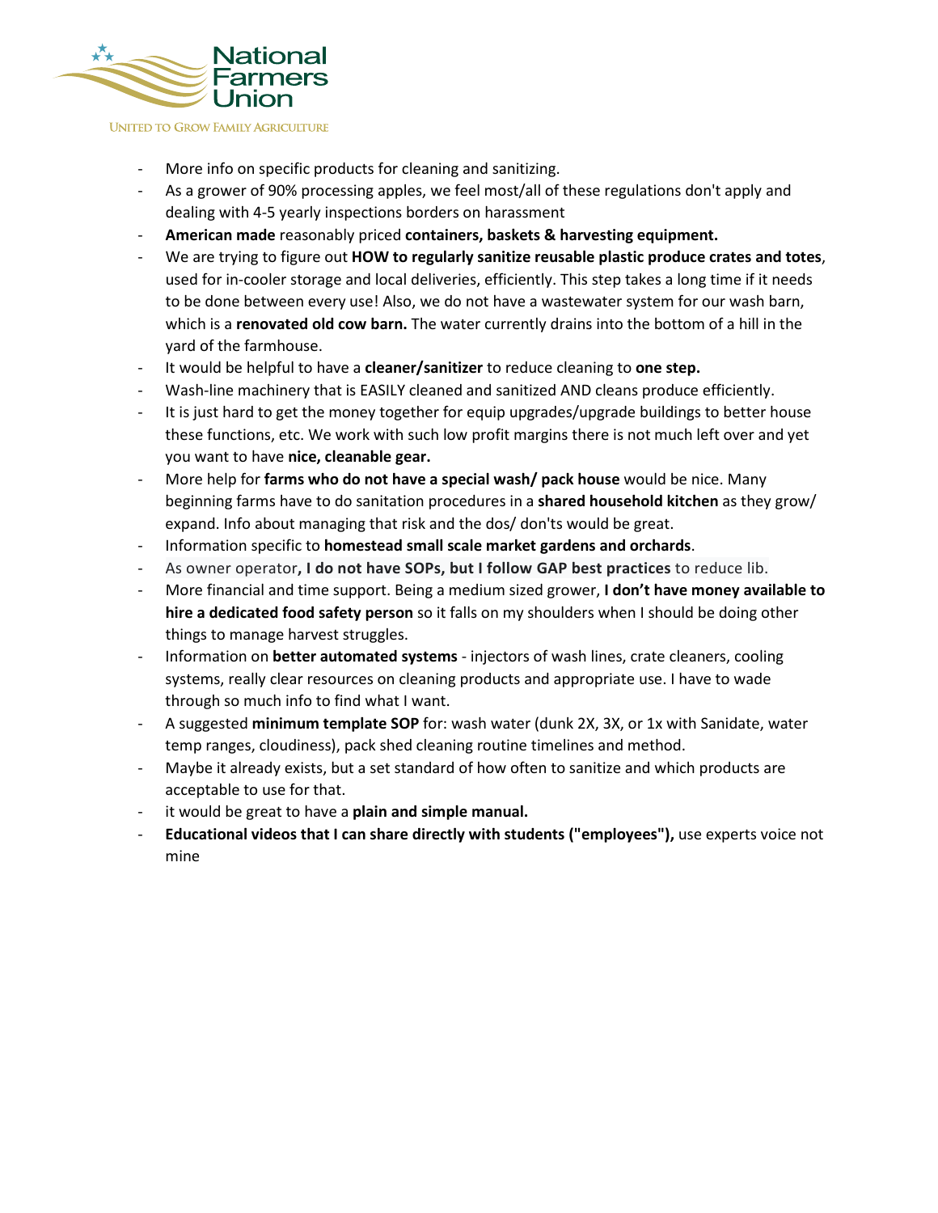- More info on specific products for cleaning and sanitizing.
- As a grower of 90% processing apples, we feel most/all of these regulations don't apply and dealing with 4-5 yearly inspections borders on harassment
- **American made** reasonably priced **containers, baskets & harvesting equipment.**
- We are trying to figure out **HOW to regularly sanitize reusable plastic produce crates and totes**, used for in-cooler storage and local deliveries, efficiently. This step takes a long time if it needs to be done between every use! Also, we do not have a wastewater system for our wash barn, which is a **renovated old cow barn.** The water currently drains into the bottom of a hill in the yard of the farmhouse.
- It would be helpful to have a **cleaner/sanitizer** to reduce cleaning to **one step.**
- Wash-line machinery that is EASILY cleaned and sanitized AND cleans produce efficiently.
- It is just hard to get the money together for equip upgrades/upgrade buildings to better house these functions, etc. We work with such low profit margins there is not much left over and yet you want to have **nice, cleanable gear.**
- More help for **farms who do not have a special wash/ pack house** would be nice. Many beginning farms have to do sanitation procedures in a **shared household kitchen** as they grow/ expand. Info about managing that risk and the dos/ don'ts would be great.
- Information specific to **homestead small scale market gardens and orchards**.
- As owner operator**, I do not have SOPs, but I follow GAP best practices** to reduce lib.
- More financial and time support. Being a medium sized grower, **I don't have money available to hire a dedicated food safety person** so it falls on my shoulders when I should be doing other things to manage harvest struggles.
- Information on **better automated systems** - injectors of wash lines, crate cleaners, cooling systems, really clear resources on cleaning products and appropriate use. I have to wade through so much info to find what I want.
- A suggested **minimum template SOP** for: wash water (dunk 2X, 3X, or 1x with Sanidate, water temp ranges, cloudiness), pack shed cleaning routine timelines and method.
- Maybe it already exists, but a set standard of how often to sanitize and which products are acceptable to use for that.
- it would be great to have a **plain and simple manual.**
- **Educational videos that I can share directly with students ("employees"),** use experts voice not mine